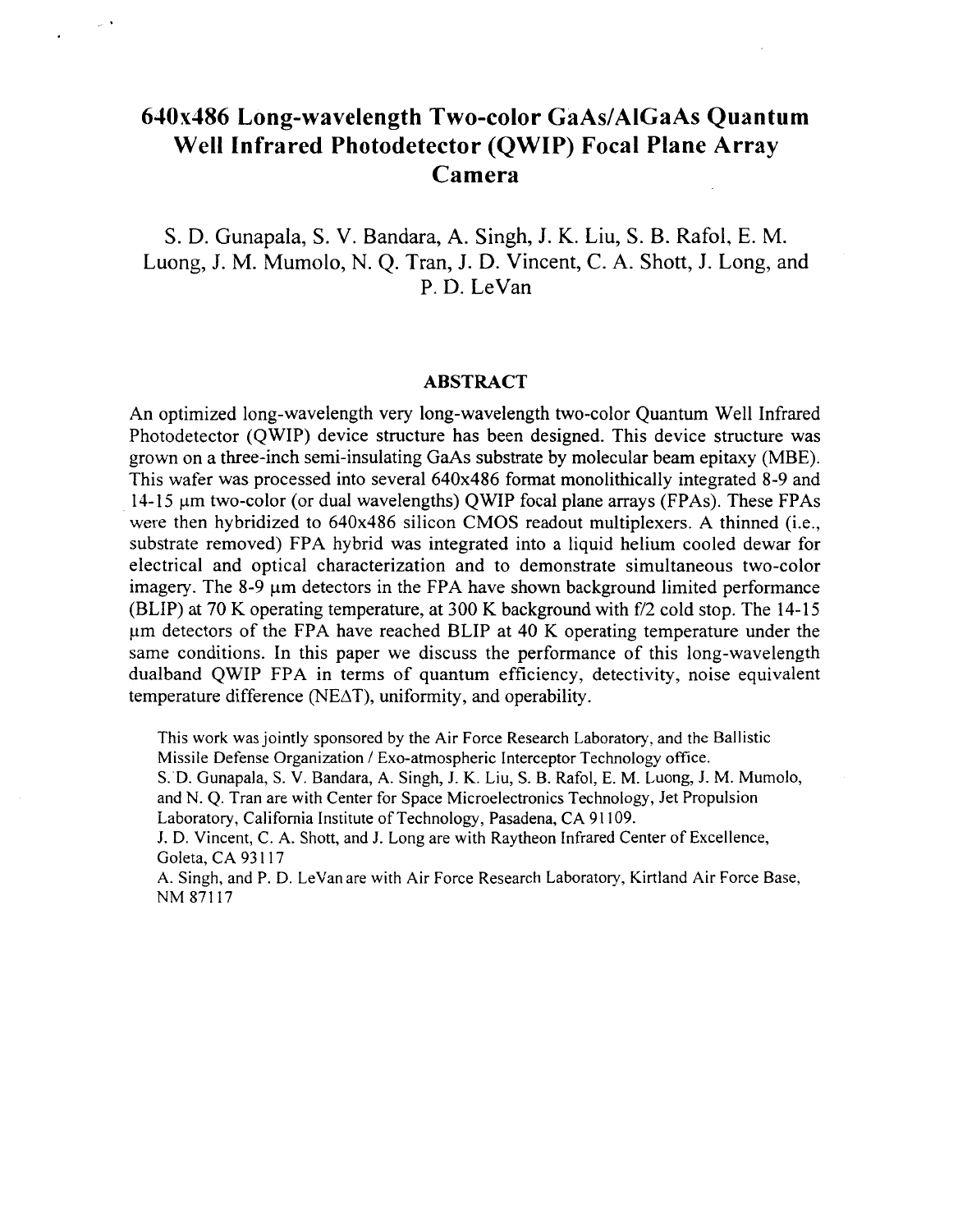# 640x486 Long-wavelength Two-color GaAs/AlGaAs Quantum Well Infrared Photodetector (QWIP) Focal Plane Array Camera

S. D. Gunapala, S. V. Bandara, A. Singh, J. K. Liu, S. B. Rafol, E. M. Luong, J. M. Mumolo, N. Q. Tran, J. D. Vincent, C. A. Shott, J. Long, and P. D. LeVan

## ABSTRACT

An optimized long-wavelength very long-wavelength two-color Quantum Well Infrared Photodetector (QWIP) device structure has been designed. This device structure was grown on a three-inch semi-insulating GaAs substrate by molecular beam epitaxy (MBE). This wafer was processed into several 640x486 format monolithically integrated 8-9 and 14-15 μm two-color (or dual wavelengths) QWIP focal plane arrays (FPAs). These FPAs were then hybridized to 640x486 silicon CMOS readout multiplexers. A thinned (i.e., substrate removed) FPA hybrid was integrated into a liquid helium cooled dewar for electrical and optical characterization and to demonstrate simultaneous two-color imagery. The 8-9 μm detectors in the FPA have shown background limited performance (BLIP) at 70 K operating temperature, at 300 K background with f/2 cold stop. The 14-15 μm detectors of the FPA have reached BLIP at 40 K operating temperature under the same conditions. In this paper we discuss the performance of this long-wavelength dualband QWIP FPA in terms of quantum efficiency, detectivity, noise equivalent temperature difference (NEΔT), uniformity, and operability.

This work was jointly sponsored by the Air Force Research Laboratory, and the Ballistic Missile Defense Organization / Exo-atmospheric Interceptor Technology office.

S. D. Gunapala, S. V. Bandara, A. Singh, J. K. Liu, S. B. Rafol, E. M. Luong, J. M. Mumolo, and N. Q. Tran are with Center for Space Microelectronics Technology, Jet Propulsion Laboratory, California Institute of Technology, Pasadena, CA 91109.

J. D. Vincent, C. A. Shott, and J. Long are with Raytheon Infrared Center of Excellence, Goleta, CA 93117

A. Singh, and P. D. LeVan are with Air Force Research Laboratory, Kirtland Air Force Base, NM 87117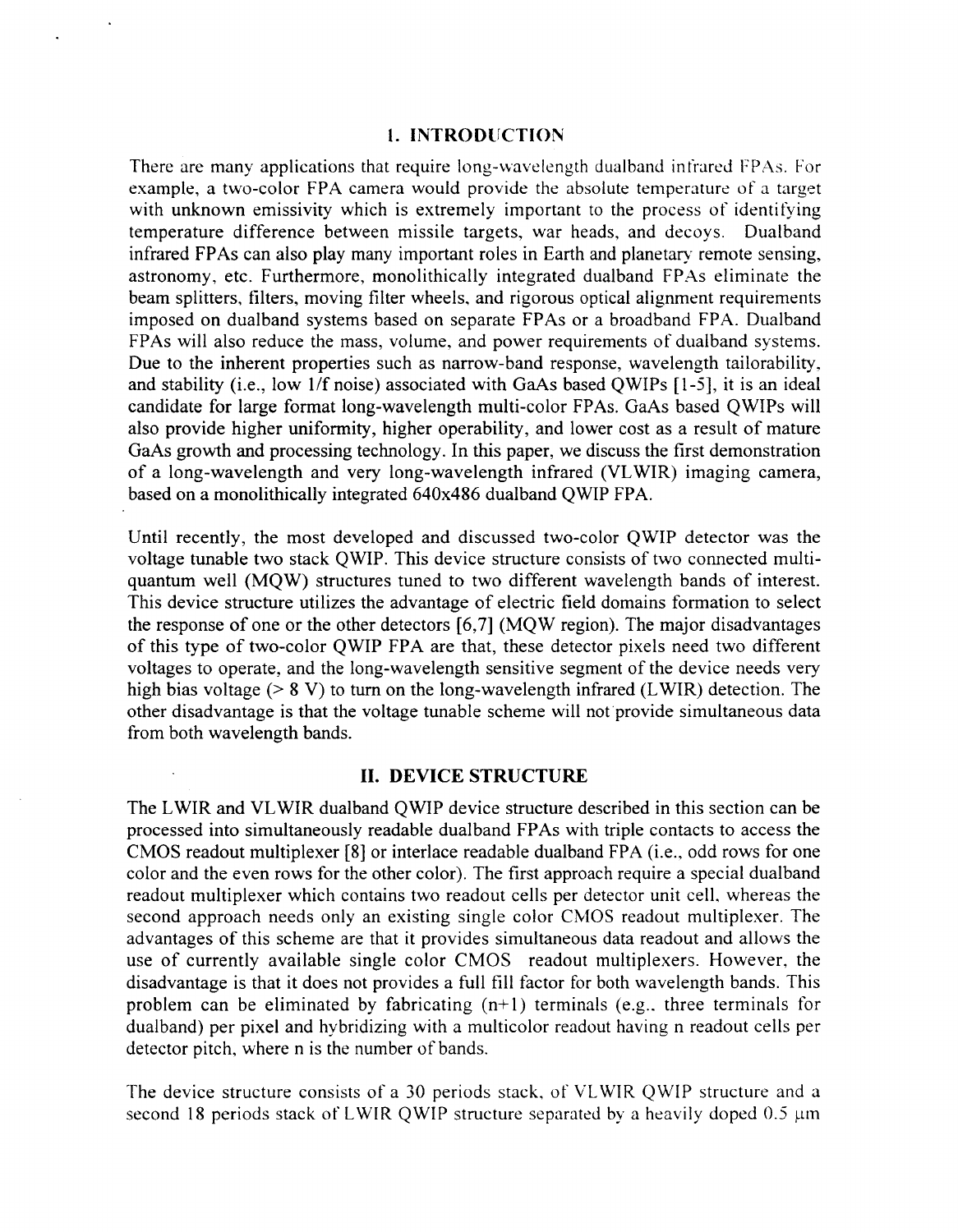## I. INTRODUCTION

There are many applications that require long-wavelength dualband infrared FPAs. For example, a two-color FPA camera would provide the absolute temperature of a target with unknown emissivity which is extremely important to the process of identifying temperature difference between missile targets, war heads, and decoys. Dualband infrared FPAs can also play many important roles in Earth and planetary remote sensing, astronomy, etc. Furthermore, monolithically integrated dualband FPAs eliminate the beam splitters, filters, moving filter wheels, and rigorous optical alignment requirements imposed on dualband systems based on separate FPAs or a broadband FPA. Dualband FPAs will also reduce the mass, volume, and power requirements of dualband systems. Due to the inherent properties such as narrow-band response, wavelength tailorability, and stability (i.e., low 1/f noise) associated with GaAs based QWIPs [1-5], it is an ideal candidate for large format long-wavelength multi-color FPAs. GaAs based QWIPs will also provide higher uniformity, higher operability, and lower cost as a result of mature GaAs growth and processing technology. In this paper, we discuss the first demonstration of a long-wavelength and very long-wavelength infrared (VLWIR) imaging camera, based on a monolithically integrated 640x486 dualband QWIP FPA.

Until recently, the most developed and discussed two-color QWIP detector was the voltage tunable two stack QWIP. This device structure consists of two connected multi-quantum well (MQW) structures tuned to two different wavelength bands of interest. This device structure utilizes the advantage of electric field domains formation to select the response of one or the other detectors [6,7] (MQW region). The major disadvantages of this type of two-color QWIP FPA are that, these detector pixels need two different voltages to operate, and the long-wavelength sensitive segment of the device needs very high bias voltage (> 8 V) to turn on the long-wavelength infrared (LWIR) detection. The other disadvantage is that the voltage tunable scheme will not provide simultaneous data from both wavelength bands.

## II. DEVICE STRUCTURE

The LWIR and VLWIR dualband QWIP device structure described in this section can be processed into simultaneously readable dualband FPAs with triple contacts to access the CMOS readout multiplexer [8] or interlace readable dualband FPA (i.e., odd rows for one color and the even rows for the other color). The first approach require a special dualband readout multiplexer which contains two readout cells per detector unit cell, whereas the second approach needs only an existing single color CMOS readout multiplexer. The advantages of this scheme are that it provides simultaneous data readout and allows the use of currently available single color CMOS readout multiplexers. However, the disadvantage is that it does not provides a full fill factor for both wavelength bands. This problem can be eliminated by fabricating (n+1) terminals (e.g., three terminals for dualband) per pixel and hybridizing with a multicolor readout having n readout cells per detector pitch, where n is the number of bands.

The device structure consists of a 30 periods stack, of VLWIR QWIP structure and a second 18 periods stack of LWIR QWIP structure separated by a heavily doped 0.5 μm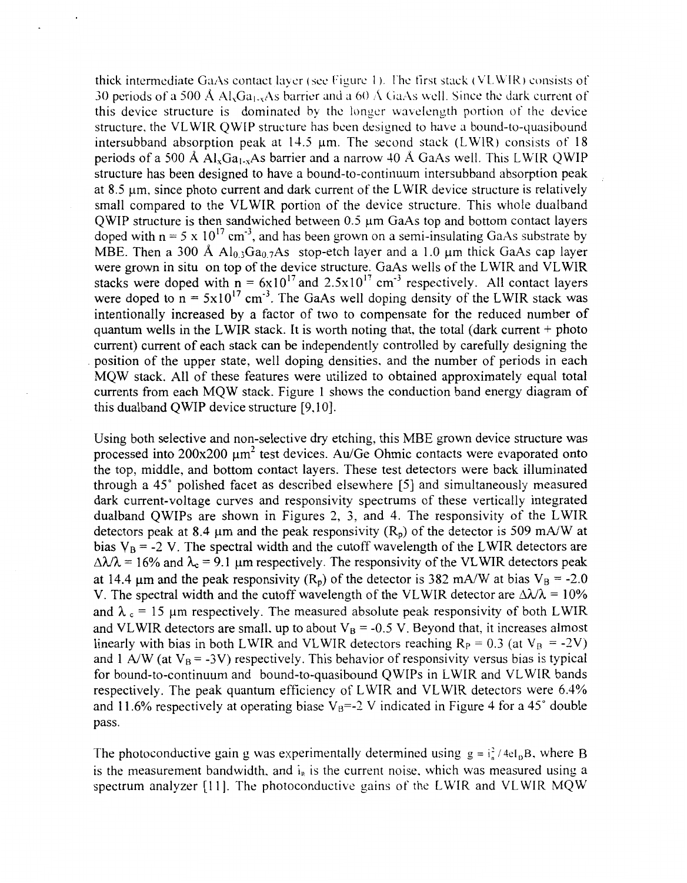thick intermediate GaAs contact layer (see Figure 1). The first stack (VLWIR) consists of 30 periods of a 500 Å $Al_xGa_{1-x}As$ barrier and a 60 Å GaAs well. Since the dark current of this device structure is dominated by the longer wavelength portion of the device structure, the VLWIR QWIP structure has been designed to have a bound-to-quasibound intersubband absorption peak at 14.5 μm. The second stack (LWIR) consists of 18 periods of a 500 Å $Al_xGa_{1-x}As$ barrier and a narrow 40 Å GaAs well. This LWIR QWIP structure has been designed to have a bound-to-continuum intersubband absorption peak at 8.5 μm, since photo current and dark current of the LWIR device structure is relatively small compared to the VLWIR portion of the device structure. This whole dualband QWIP structure is then sandwiched between 0.5 μm GaAs top and bottom contact layers doped with $n = 5 \times 10^{17}$ cm$^{-3}$, and has been grown on a semi-insulating GaAs substrate by MBE. Then a 300 Å $Al_{0.3}Ga_{0.7}As$ stop-etch layer and a 1.0 μm thick GaAs cap layer were grown in situ on top of the device structure. GaAs wells of the LWIR and VLWIR stacks were doped with $n = 6\times10^{17}$ and $2.5\times10^{17}$ cm$^{-3}$ respectively. All contact layers were doped to $n = 5\times10^{17}$ cm$^{-3}$. The GaAs well doping density of the LWIR stack was intentionally increased by a factor of two to compensate for the reduced number of quantum wells in the LWIR stack. It is worth noting that, the total (dark current + photo current) current of each stack can be independently controlled by carefully designing the position of the upper state, well doping densities, and the number of periods in each MQW stack. All of these features were utilized to obtained approximately equal total currents from each MQW stack. Figure 1 shows the conduction band energy diagram of this dualband QWIP device structure [9,10].

Using both selective and non-selective dry etching, this MBE grown device structure was processed into 200x200 μm$^2$ test devices. Au/Ge Ohmic contacts were evaporated onto the top, middle, and bottom contact layers. These test detectors were back illuminated through a 45° polished facet as described elsewhere [5] and simultaneously measured dark current-voltage curves and responsivity spectrums of these vertically integrated dualband QWIPs are shown in Figures 2, 3, and 4. The responsivity of the LWIR detectors peak at 8.4 μm and the peak responsivity ($R_p$) of the detector is 509 mA/W at bias $V_B = -2$ V. The spectral width and the cutoff wavelength of the LWIR detectors are $\Delta\lambda/\lambda = 16\%$ and $\lambda_c = 9.1$ μm respectively. The responsivity of the VLWIR detectors peak at 14.4 μm and the peak responsivity ($R_p$) of the detector is 382 mA/W at bias $V_B = -2.0$ V. The spectral width and the cutoff wavelength of the VLWIR detector are $\Delta\lambda/\lambda = 10\%$ and $\lambda_c = 15$ μm respectively. The measured absolute peak responsivity of both LWIR and VLWIR detectors are small, up to about $V_B = -0.5$ V. Beyond that, it increases almost linearly with bias in both LWIR and VLWIR detectors reaching $R_P = 0.3$ (at $V_B = -2$V) and 1 A/W (at $V_B = -3$V) respectively. This behavior of responsivity versus bias is typical for bound-to-continuum and bound-to-quasibound QWIPs in LWIR and VLWIR bands respectively. The peak quantum efficiency of LWIR and VLWIR detectors were 6.4% and 11.6% respectively at operating biase $V_B$=-2 V indicated in Figure 4 for a 45° double pass.

The photoconductive gain g was experimentally determined using $g = i_n^2 / 4eI_DB$, where B is the measurement bandwidth, and $i_n$ is the current noise, which was measured using a spectrum analyzer [11]. The photoconductive gains of the LWIR and VLWIR MQW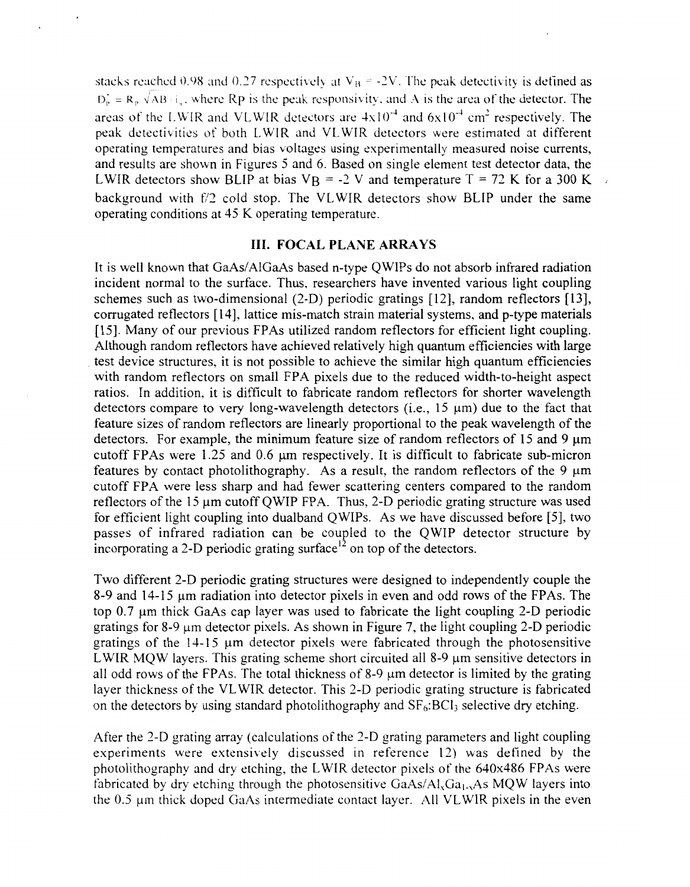stacks reached 0.98 and 0.27 respectively at $V_B = -2V$. The peak detectivity is defined as $D_p^* = R_p \sqrt{AB} / i_n$, where Rp is the peak responsivity, and A is the area of the detector. The areas of the LWIR and VLWIR detectors are $4\times10^{-4}$ and $6\times10^{-4}$ cm$^2$ respectively. The peak detectivities of both LWIR and VLWIR detectors were estimated at different operating temperatures and bias voltages using experimentally measured noise currents, and results are shown in Figures 5 and 6. Based on single element test detector data, the LWIR detectors show BLIP at bias $V_B = -2$ V and temperature T = 72 K for a 300 K background with f/2 cold stop. The VLWIR detectors show BLIP under the same operating conditions at 45 K operating temperature.

## III. FOCAL PLANE ARRAYS

It is well known that GaAs/AlGaAs based n-type QWIPs do not absorb infrared radiation incident normal to the surface. Thus, researchers have invented various light coupling schemes such as two-dimensional (2-D) periodic gratings [12], random reflectors [13], corrugated reflectors [14], lattice mis-match strain material systems, and p-type materials [15]. Many of our previous FPAs utilized random reflectors for efficient light coupling. Although random reflectors have achieved relatively high quantum efficiencies with large test device structures, it is not possible to achieve the similar high quantum efficiencies with random reflectors on small FPA pixels due to the reduced width-to-height aspect ratios. In addition, it is difficult to fabricate random reflectors for shorter wavelength detectors compare to very long-wavelength detectors (i.e., 15 μm) due to the fact that feature sizes of random reflectors are linearly proportional to the peak wavelength of the detectors. For example, the minimum feature size of random reflectors of 15 and 9 μm cutoff FPAs were 1.25 and 0.6 μm respectively. It is difficult to fabricate sub-micron features by contact photolithography. As a result, the random reflectors of the 9 μm cutoff FPA were less sharp and had fewer scattering centers compared to the random reflectors of the 15 μm cutoff QWIP FPA. Thus, 2-D periodic grating structure was used for efficient light coupling into dualband QWIPs. As we have discussed before [5], two passes of infrared radiation can be coupled to the QWIP detector structure by incorporating a 2-D periodic grating surface[12] on top of the detectors.

Two different 2-D periodic grating structures were designed to independently couple the 8-9 and 14-15 μm radiation into detector pixels in even and odd rows of the FPAs. The top 0.7 μm thick GaAs cap layer was used to fabricate the light coupling 2-D periodic gratings for 8-9 μm detector pixels. As shown in Figure 7, the light coupling 2-D periodic gratings of the 14-15 μm detector pixels were fabricated through the photosensitive LWIR MQW layers. This grating scheme short circuited all 8-9 μm sensitive detectors in all odd rows of the FPAs. The total thickness of 8-9 μm detector is limited by the grating layer thickness of the VLWIR detector. This 2-D periodic grating structure is fabricated on the detectors by using standard photolithography and $SF_6$:$BCl_3$ selective dry etching.

After the 2-D grating array (calculations of the 2-D grating parameters and light coupling experiments were extensively discussed in reference 12) was defined by the photolithography and dry etching, the LWIR detector pixels of the 640x486 FPAs were fabricated by dry etching through the photosensitive GaAs/$Al_xGa_{1-x}As$ MQW layers into the 0.5 μm thick doped GaAs intermediate contact layer. All VLWIR pixels in the even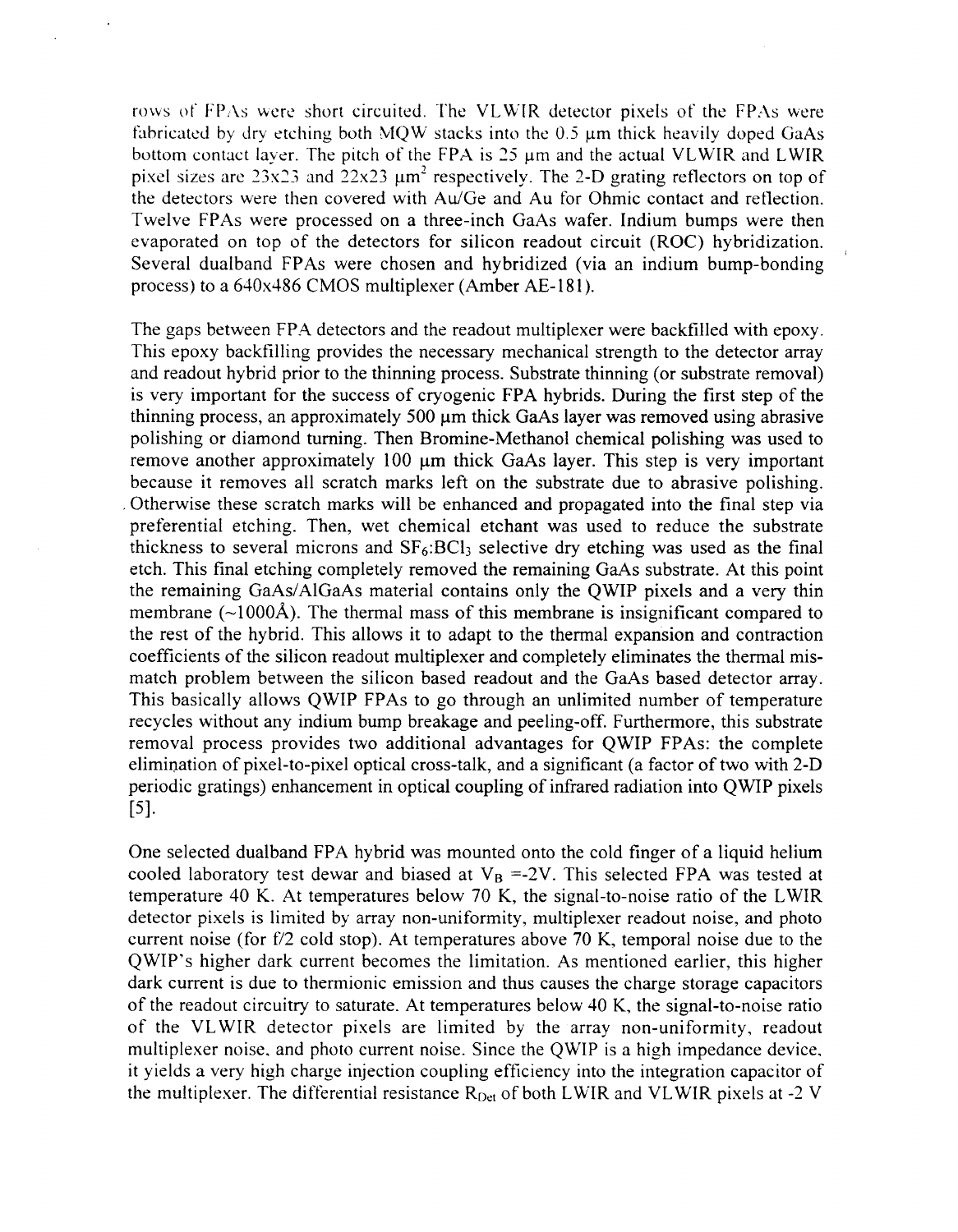rows of FPAs were short circuited. The VLWIR detector pixels of the FPAs were fabricated by dry etching both MQW stacks into the 0.5 μm thick heavily doped GaAs bottom contact layer. The pitch of the FPA is 25 μm and the actual VLWIR and LWIR pixel sizes are 23x23 and 22x23 $\mu m^2$ respectively. The 2-D grating reflectors on top of the detectors were then covered with Au/Ge and Au for Ohmic contact and reflection. Twelve FPAs were processed on a three-inch GaAs wafer. Indium bumps were then evaporated on top of the detectors for silicon readout circuit (ROC) hybridization. Several dualband FPAs were chosen and hybridized (via an indium bump-bonding process) to a 640x486 CMOS multiplexer (Amber AE-181).

The gaps between FPA detectors and the readout multiplexer were backfilled with epoxy. This epoxy backfilling provides the necessary mechanical strength to the detector array and readout hybrid prior to the thinning process. Substrate thinning (or substrate removal) is very important for the success of cryogenic FPA hybrids. During the first step of the thinning process, an approximately 500 μm thick GaAs layer was removed using abrasive polishing or diamond turning. Then Bromine-Methanol chemical polishing was used to remove another approximately 100 μm thick GaAs layer. This step is very important because it removes all scratch marks left on the substrate due to abrasive polishing. Otherwise these scratch marks will be enhanced and propagated into the final step via preferential etching. Then, wet chemical etchant was used to reduce the substrate thickness to several microns and $SF_6$:$BCl_3$ selective dry etching was used as the final etch. This final etching completely removed the remaining GaAs substrate. At this point the remaining GaAs/AlGaAs material contains only the QWIP pixels and a very thin membrane (~1000Å). The thermal mass of this membrane is insignificant compared to the rest of the hybrid. This allows it to adapt to the thermal expansion and contraction coefficients of the silicon readout multiplexer and completely eliminates the thermal mis-match problem between the silicon based readout and the GaAs based detector array. This basically allows QWIP FPAs to go through an unlimited number of temperature recycles without any indium bump breakage and peeling-off. Furthermore, this substrate removal process provides two additional advantages for QWIP FPAs: the complete elimination of pixel-to-pixel optical cross-talk, and a significant (a factor of two with 2-D periodic gratings) enhancement in optical coupling of infrared radiation into QWIP pixels [5].

One selected dualband FPA hybrid was mounted onto the cold finger of a liquid helium cooled laboratory test dewar and biased at $V_B$ =-2V. This selected FPA was tested at temperature 40 K. At temperatures below 70 K, the signal-to-noise ratio of the LWIR detector pixels is limited by array non-uniformity, multiplexer readout noise, and photo current noise (for f/2 cold stop). At temperatures above 70 K, temporal noise due to the QWIP's higher dark current becomes the limitation. As mentioned earlier, this higher dark current is due to thermionic emission and thus causes the charge storage capacitors of the readout circuitry to saturate. At temperatures below 40 K, the signal-to-noise ratio of the VLWIR detector pixels are limited by the array non-uniformity, readout multiplexer noise, and photo current noise. Since the QWIP is a high impedance device, it yields a very high charge injection coupling efficiency into the integration capacitor of the multiplexer. The differential resistance $R_{Det}$ of both LWIR and VLWIR pixels at -2 V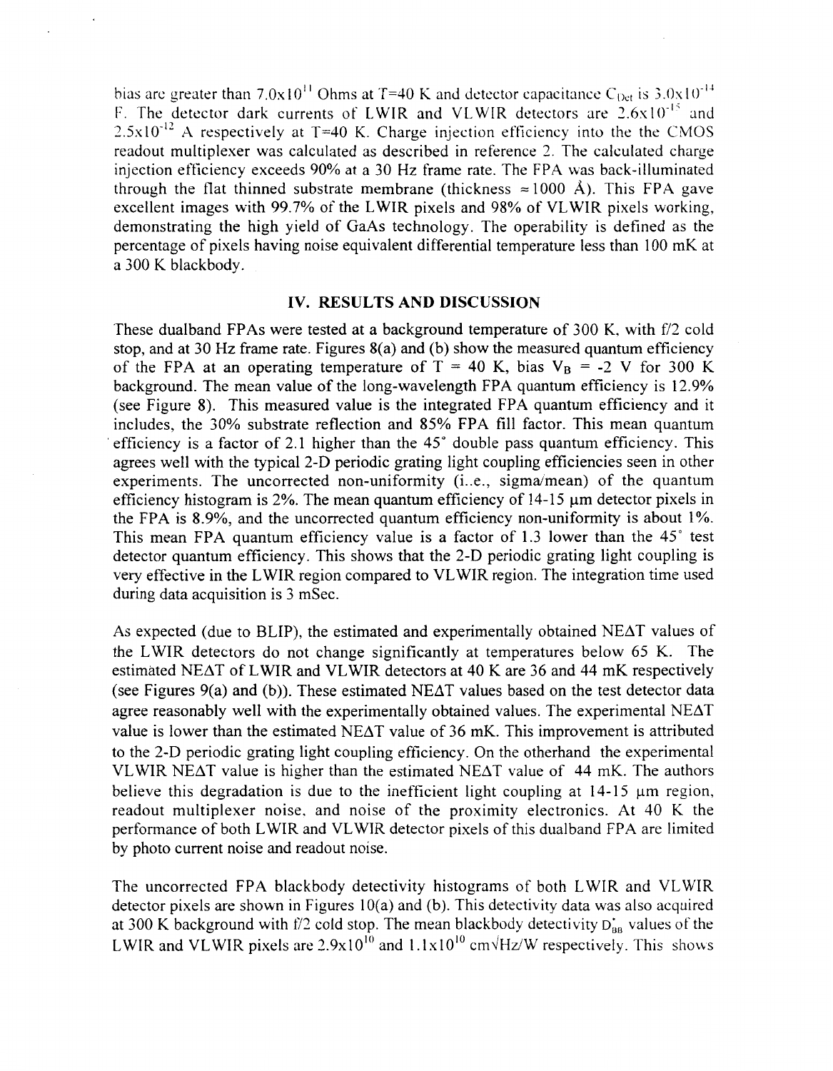bias are greater than $7.0 \times 10^{11}$ Ohms at T=40 K and detector capacitance $C_{Det}$ is $3.0 \times 10^{-14}$ F. The detector dark currents of LWIR and VLWIR detectors are $2.6 \times 10^{-15}$ and $2.5 \times 10^{-12}$ A respectively at T=40 K. Charge injection efficiency into the the CMOS readout multiplexer was calculated as described in reference 2. The calculated charge injection efficiency exceeds 90% at a 30 Hz frame rate. The FPA was back-illuminated through the flat thinned substrate membrane (thickness ≈1000 Å). This FPA gave excellent images with 99.7% of the LWIR pixels and 98% of VLWIR pixels working, demonstrating the high yield of GaAs technology. The operability is defined as the percentage of pixels having noise equivalent differential temperature less than 100 mK at a 300 K blackbody.

## IV. RESULTS AND DISCUSSION

These dualband FPAs were tested at a background temperature of 300 K, with f/2 cold stop, and at 30 Hz frame rate. Figures 8(a) and (b) show the measured quantum efficiency of the FPA at an operating temperature of T = 40 K, bias $V_B$ = -2 V for 300 K background. The mean value of the long-wavelength FPA quantum efficiency is 12.9% (see Figure 8). This measured value is the integrated FPA quantum efficiency and it includes, the 30% substrate reflection and 85% FPA fill factor. This mean quantum efficiency is a factor of 2.1 higher than the 45° double pass quantum efficiency. This agrees well with the typical 2-D periodic grating light coupling efficiencies seen in other experiments. The uncorrected non-uniformity (i..e., sigma/mean) of the quantum efficiency histogram is 2%. The mean quantum efficiency of 14-15 µm detector pixels in the FPA is 8.9%, and the uncorrected quantum efficiency non-uniformity is about 1%. This mean FPA quantum efficiency value is a factor of 1.3 lower than the 45° test detector quantum efficiency. This shows that the 2-D periodic grating light coupling is very effective in the LWIR region compared to VLWIR region. The integration time used during data acquisition is 3 mSec.

As expected (due to BLIP), the estimated and experimentally obtained NEΔT values of the LWIR detectors do not change significantly at temperatures below 65 K. The estimated NEΔT of LWIR and VLWIR detectors at 40 K are 36 and 44 mK respectively (see Figures 9(a) and (b)). These estimated NEΔT values based on the test detector data agree reasonably well with the experimentally obtained values. The experimental NEΔT value is lower than the estimated NEΔT value of 36 mK. This improvement is attributed to the 2-D periodic grating light coupling efficiency. On the otherhand the experimental VLWIR NEΔT value is higher than the estimated NEΔT value of 44 mK. The authors believe this degradation is due to the inefficient light coupling at 14-15 µm region, readout multiplexer noise, and noise of the proximity electronics. At 40 K the performance of both LWIR and VLWIR detector pixels of this dualband FPA are limited by photo current noise and readout noise.

The uncorrected FPA blackbody detectivity histograms of both LWIR and VLWIR detector pixels are shown in Figures 10(a) and (b). This detectivity data was also acquired at 300 K background with f/2 cold stop. The mean blackbody detectivity $D^*_{BB}$ values of the LWIR and VLWIR pixels are $2.9 \times 10^{10}$ and $1.1 \times 10^{10}$ cm√Hz/W respectively. This shows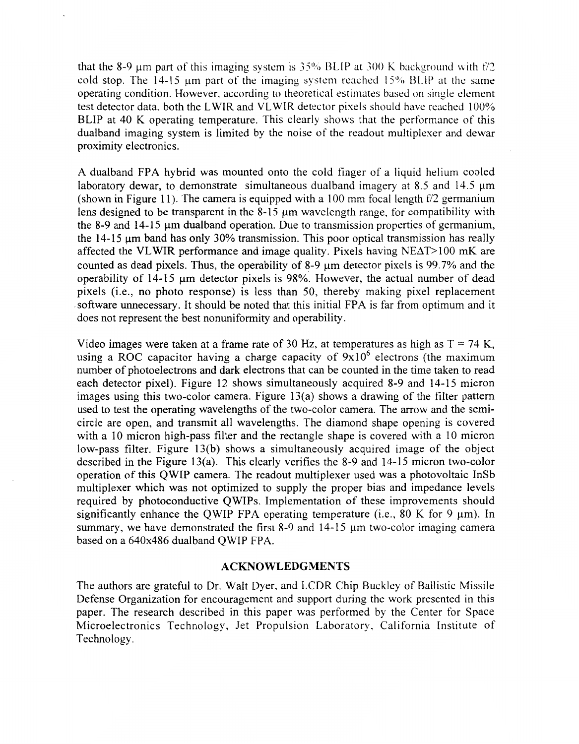that the 8-9 μm part of this imaging system is 35% BLIP at 300 K background with f/2 cold stop. The 14-15 μm part of the imaging system reached 15% BLIP at the same operating condition. However, according to theoretical estimates based on single element test detector data, both the LWIR and VLWIR detector pixels should have reached 100% BLIP at 40 K operating temperature. This clearly shows that the performance of this dualband imaging system is limited by the noise of the readout multiplexer and dewar proximity electronics.

A dualband FPA hybrid was mounted onto the cold finger of a liquid helium cooled laboratory dewar, to demonstrate simultaneous dualband imagery at 8.5 and 14.5 μm (shown in Figure 11). The camera is equipped with a 100 mm focal length f/2 germanium lens designed to be transparent in the 8-15 μm wavelength range, for compatibility with the 8-9 and 14-15 μm dualband operation. Due to transmission properties of germanium, the 14-15 μm band has only 30% transmission. This poor optical transmission has really affected the VLWIR performance and image quality. Pixels having NEΔT>100 mK are counted as dead pixels. Thus, the operability of 8-9 μm detector pixels is 99.7% and the operability of 14-15 μm detector pixels is 98%. However, the actual number of dead pixels (i.e., no photo response) is less than 50, thereby making pixel replacement software unnecessary. It should be noted that this initial FPA is far from optimum and it does not represent the best nonuniformity and operability.

Video images were taken at a frame rate of 30 Hz, at temperatures as high as T = 74 K, using a ROC capacitor having a charge capacity of $9\times10^6$ electrons (the maximum number of photoelectrons and dark electrons that can be counted in the time taken to read each detector pixel). Figure 12 shows simultaneously acquired 8-9 and 14-15 micron images using this two-color camera. Figure 13(a) shows a drawing of the filter pattern used to test the operating wavelengths of the two-color camera. The arrow and the semi-circle are open, and transmit all wavelengths. The diamond shape opening is covered with a 10 micron high-pass filter and the rectangle shape is covered with a 10 micron low-pass filter. Figure 13(b) shows a simultaneously acquired image of the object described in the Figure 13(a). This clearly verifies the 8-9 and 14-15 micron two-color operation of this QWIP camera. The readout multiplexer used was a photovoltaic InSb multiplexer which was not optimized to supply the proper bias and impedance levels required by photoconductive QWIPs. Implementation of these improvements should significantly enhance the QWIP FPA operating temperature (i.e., 80 K for 9 μm). In summary, we have demonstrated the first 8-9 and 14-15 μm two-color imaging camera based on a 640x486 dualband QWIP FPA.

## ACKNOWLEDGMENTS

The authors are grateful to Dr. Walt Dyer, and LCDR Chip Buckley of Ballistic Missile Defense Organization for encouragement and support during the work presented in this paper. The research described in this paper was performed by the Center for Space Microelectronics Technology, Jet Propulsion Laboratory, California Institute of Technology.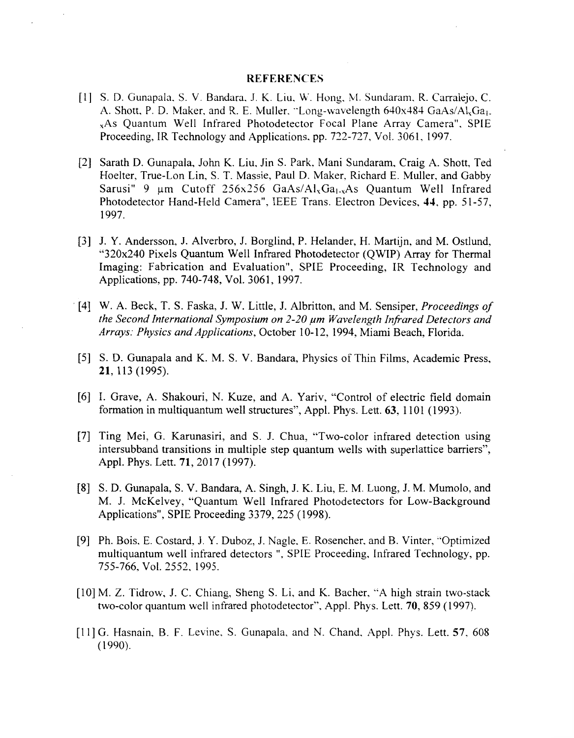## REFERENCES

[1] S. D. Gunapala, S. V. Bandara, J. K. Liu, W. Hong, M. Sundaram, R. Carralejo, C. A. Shott, P. D. Maker, and R. E. Muller, "Long-wavelength 640x484 GaAs/$Al_xGa_{1-x}$As Quantum Well Infrared Photodetector Focal Plane Array Camera", SPIE Proceeding, IR Technology and Applications, pp. 722-727, Vol. 3061, 1997.

[2] Sarath D. Gunapala, John K. Liu, Jin S. Park, Mani Sundaram, Craig A. Shott, Ted Hoelter, True-Lon Lin, S. T. Massie, Paul D. Maker, Richard E. Muller, and Gabby Sarusi" 9 μm Cutoff 256x256 GaAs/$Al_xGa_{1-x}$As Quantum Well Infrared Photodetector Hand-Held Camera", IEEE Trans. Electron Devices, **44**, pp. 51-57, 1997.

[3] J. Y. Andersson, J. Alverbro, J. Borglind, P. Helander, H. Martijn, and M. Ostlund, "320x240 Pixels Quantum Well Infrared Photodetector (QWIP) Array for Thermal Imaging: Fabrication and Evaluation", SPIE Proceeding, IR Technology and Applications, pp. 740-748, Vol. 3061, 1997.

[4] W. A. Beck, T. S. Faska, J. W. Little, J. Albritton, and M. Sensiper, *Proceedings of the Second International Symposium on 2-20 μm Wavelength Infrared Detectors and Arrays: Physics and Applications*, October 10-12, 1994, Miami Beach, Florida.

[5] S. D. Gunapala and K. M. S. V. Bandara, Physics of Thin Films, Academic Press, **21**, 113 (1995).

[6] I. Grave, A. Shakouri, N. Kuze, and A. Yariv, "Control of electric field domain formation in multiquantum well structures", Appl. Phys. Lett. **63**, 1101 (1993).

[7] Ting Mei, G. Karunasiri, and S. J. Chua, "Two-color infrared detection using intersubband transitions in multiple step quantum wells with superlattice barriers", Appl. Phys. Lett. **71**, 2017 (1997).

[8] S. D. Gunapala, S. V. Bandara, A. Singh, J. K. Liu, E. M. Luong, J. M. Mumolo, and M. J. McKelvey, "Quantum Well Infrared Photodetectors for Low-Background Applications", SPIE Proceeding 3379, 225 (1998).

[9] Ph. Bois, E. Costard, J. Y. Duboz, J. Nagle, E. Rosencher, and B. Vinter, "Optimized multiquantum well infrared detectors ", SPIE Proceeding, Infrared Technology, pp. 755-766, Vol. 2552, 1995.

[10] M. Z. Tidrow, J. C. Chiang, Sheng S. Li, and K. Bacher, "A high strain two-stack two-color quantum well infrared photodetector", Appl. Phys. Lett. **70**, 859 (1997).

[11] G. Hasnain, B. F. Levine, S. Gunapala, and N. Chand, Appl. Phys. Lett. **57**, 608 (1990).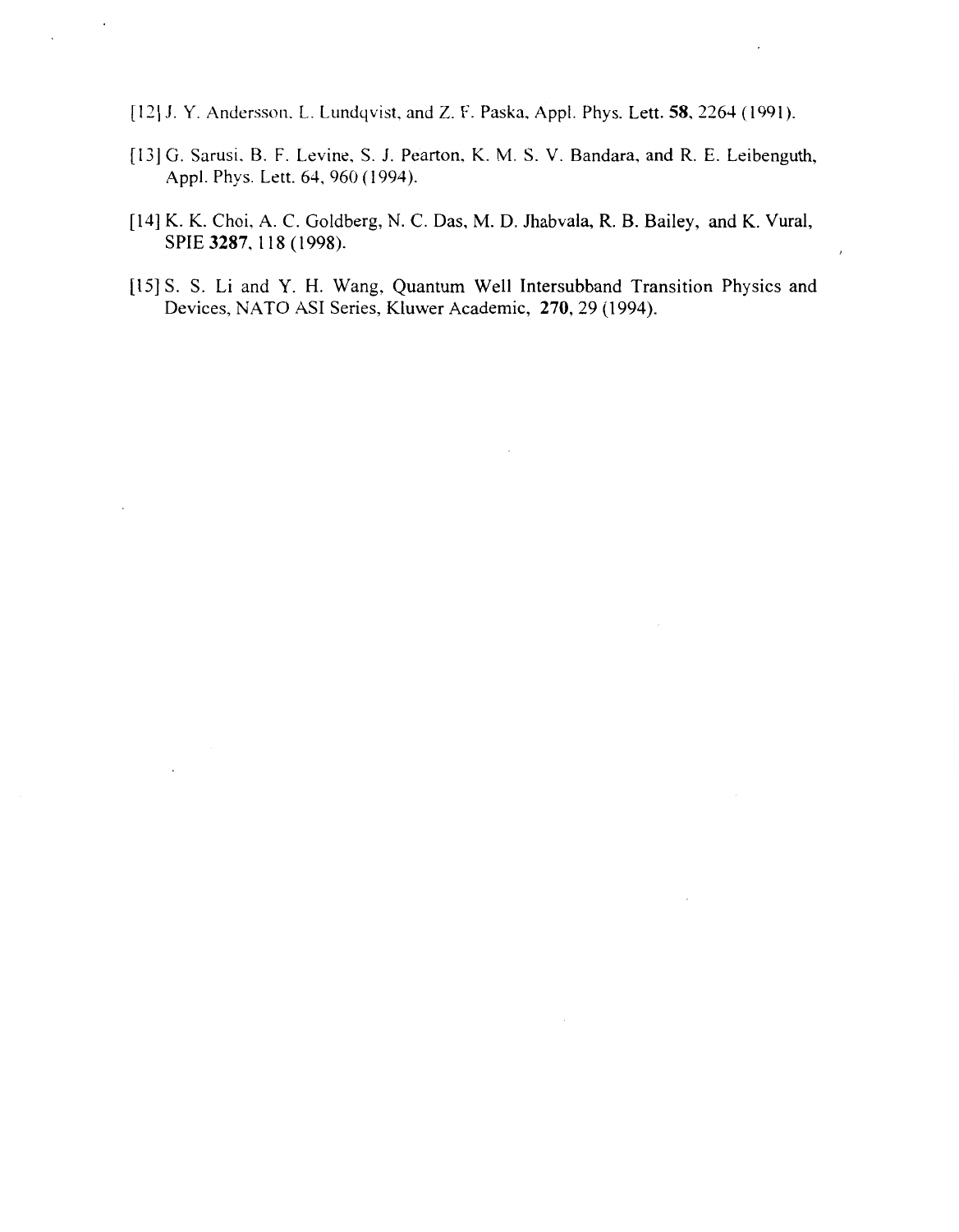[12] J. Y. Andersson, L. Lundqvist, and Z. F. Paska, Appl. Phys. Lett. **58**, 2264 (1991).

[13] G. Sarusi, B. F. Levine, S. J. Pearton, K. M. S. V. Bandara, and R. E. Leibenguth, Appl. Phys. Lett. 64, 960 (1994).

[14] K. K. Choi, A. C. Goldberg, N. C. Das, M. D. Jhabvala, R. B. Bailey, and K. Vural, SPIE **3287**, 118 (1998).

[15] S. S. Li and Y. H. Wang, Quantum Well Intersubband Transition Physics and Devices, NATO ASI Series, Kluwer Academic, **270**, 29 (1994).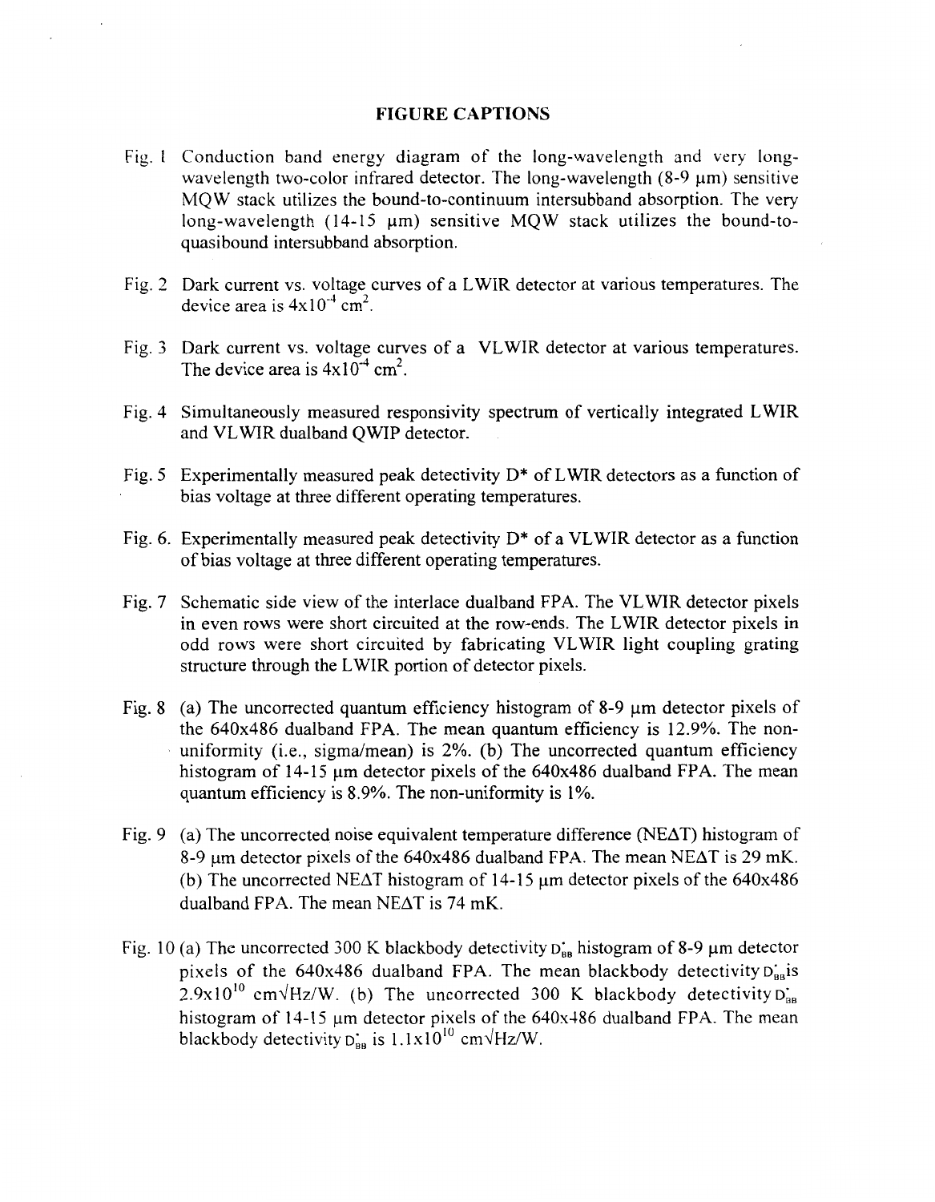# FIGURE CAPTIONS

Fig. 1 Conduction band energy diagram of the long-wavelength and very long-wavelength two-color infrared detector. The long-wavelength (8-9 μm) sensitive MQW stack utilizes the bound-to-continuum intersubband absorption. The very long-wavelength (14-15 μm) sensitive MQW stack utilizes the bound-to-quasibound intersubband absorption.

Fig. 2 Dark current vs. voltage curves of a LWIR detector at various temperatures. The device area is $4\times10^{-4}$ cm$^2$.

Fig. 3 Dark current vs. voltage curves of a VLWIR detector at various temperatures. The device area is $4\times10^{-4}$ cm$^2$.

Fig. 4 Simultaneously measured responsivity spectrum of vertically integrated LWIR and VLWIR dualband QWIP detector.

Fig. 5 Experimentally measured peak detectivity D* of LWIR detectors as a function of bias voltage at three different operating temperatures.

Fig. 6. Experimentally measured peak detectivity D* of a VLWIR detector as a function of bias voltage at three different operating temperatures.

Fig. 7 Schematic side view of the interlace dualband FPA. The VLWIR detector pixels in even rows were short circuited at the row-ends. The LWIR detector pixels in odd rows were short circuited by fabricating VLWIR light coupling grating structure through the LWIR portion of detector pixels.

Fig. 8 (a) The uncorrected quantum efficiency histogram of 8-9 μm detector pixels of the 640x486 dualband FPA. The mean quantum efficiency is 12.9%. The non-uniformity (i.e., sigma/mean) is 2%. (b) The uncorrected quantum efficiency histogram of 14-15 μm detector pixels of the 640x486 dualband FPA. The mean quantum efficiency is 8.9%. The non-uniformity is 1%.

Fig. 9 (a) The uncorrected noise equivalent temperature difference (NEΔT) histogram of 8-9 μm detector pixels of the 640x486 dualband FPA. The mean NEΔT is 29 mK. (b) The uncorrected NEΔT histogram of 14-15 μm detector pixels of the 640x486 dualband FPA. The mean NEΔT is 74 mK.

Fig. 10 (a) The uncorrected 300 K blackbody detectivity $D^*_{BB}$ histogram of 8-9 μm detector pixels of the 640x486 dualband FPA. The mean blackbody detectivity $D^*_{BB}$ is $2.9\times10^{10}$ cm$\sqrt{\text{Hz}}$/W. (b) The uncorrected 300 K blackbody detectivity $D^*_{BB}$ histogram of 14-15 μm detector pixels of the 640x486 dualband FPA. The mean blackbody detectivity $D^*_{BB}$ is $1.1\times10^{10}$ cm$\sqrt{\text{Hz}}$/W.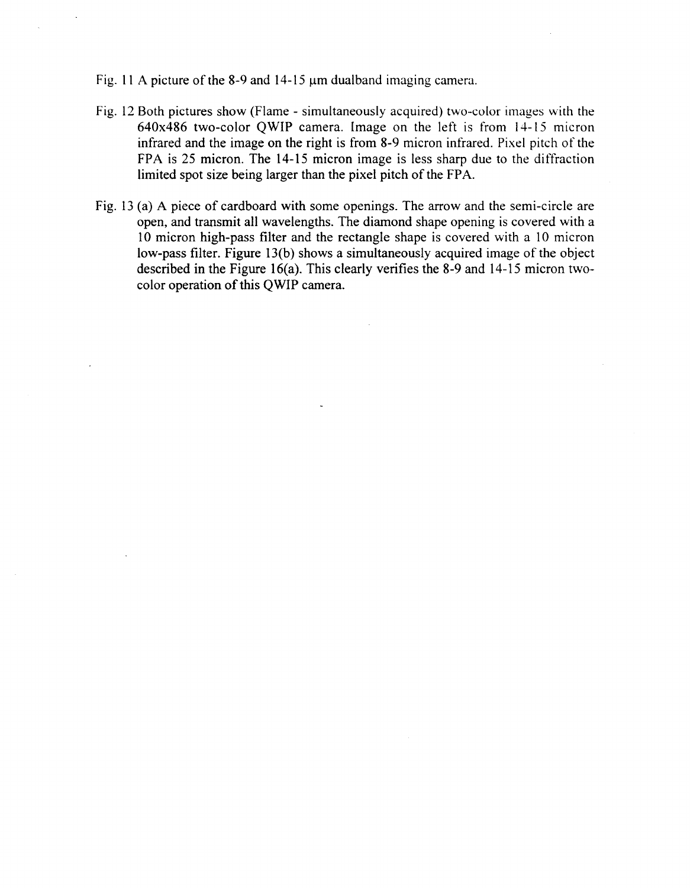Fig. 11 A picture of the 8-9 and 14-15 μm dualband imaging camera.

Fig. 12 Both pictures show (Flame - simultaneously acquired) two-color images with the 640x486 two-color QWIP camera. Image on the left is from 14-15 micron infrared and the image on the right is from 8-9 micron infrared. Pixel pitch of the FPA is 25 micron. The 14-15 micron image is less sharp due to the diffraction limited spot size being larger than the pixel pitch of the FPA.

Fig. 13 (a) A piece of cardboard with some openings. The arrow and the semi-circle are open, and transmit all wavelengths. The diamond shape opening is covered with a 10 micron high-pass filter and the rectangle shape is covered with a 10 micron low-pass filter. Figure 13(b) shows a simultaneously acquired image of the object described in the Figure 16(a). This clearly verifies the 8-9 and 14-15 micron two-color operation of this QWIP camera.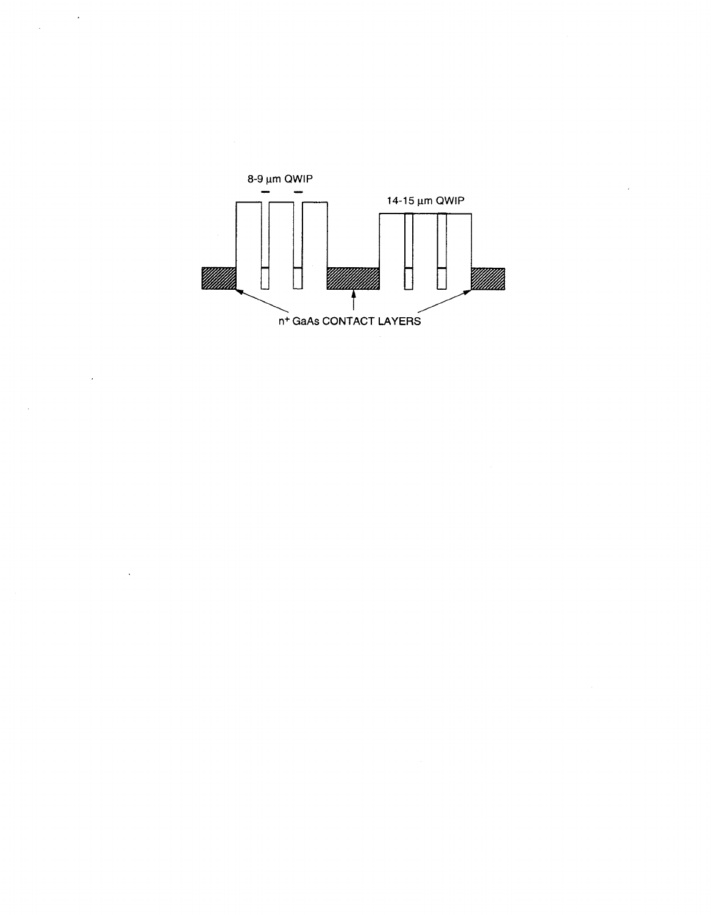8-9 μm QWIP

14-15 μm QWIP

$n^+$ GaAs CONTACT LAYERS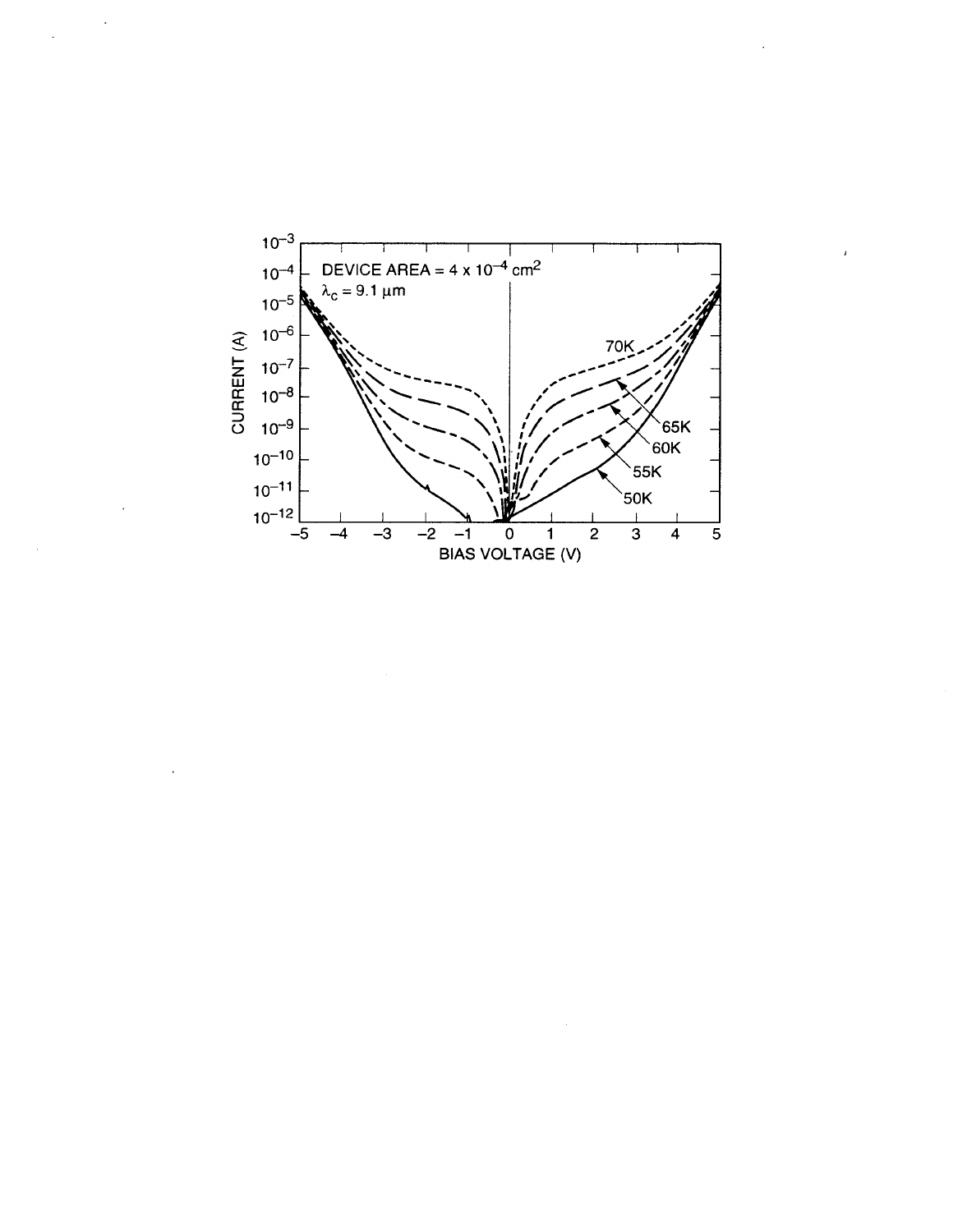DEVICE AREA = $4 \times 10^{-4}$ cm$^2$

$\lambda_c = 9.1\ \mu m$

CURRENT (A)

BIAS VOLTAGE (V)

70K

65K

60K

55K

50K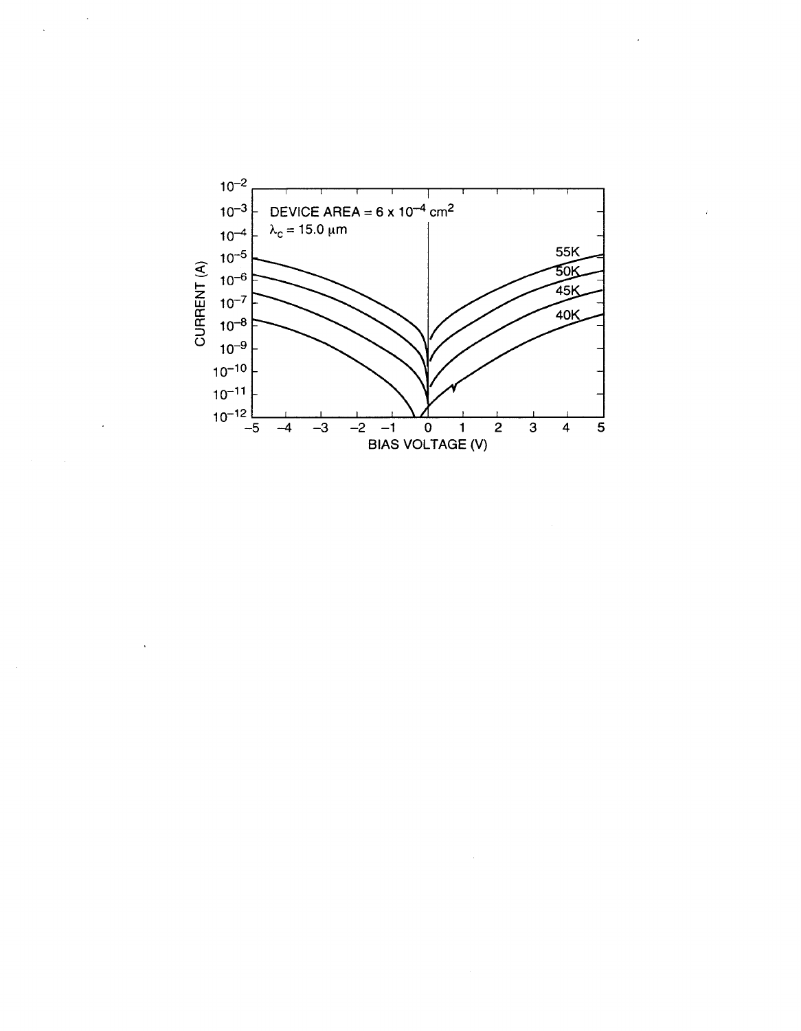DEVICE AREA = $6 \times 10^{-4}$ $cm^2$

$\lambda_c = 15.0$ µm

CURRENT (A)

BIAS VOLTAGE (V)

55K

50K

45K

40K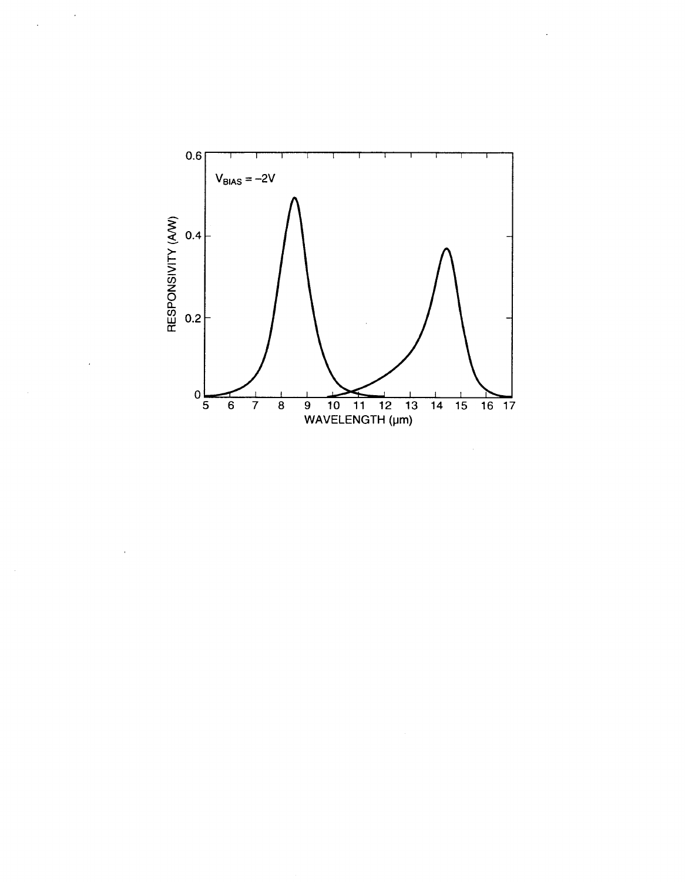$V_{BIAS} = -2V$

RESPONSIVITY (A/W)

WAVELENGTH (μm)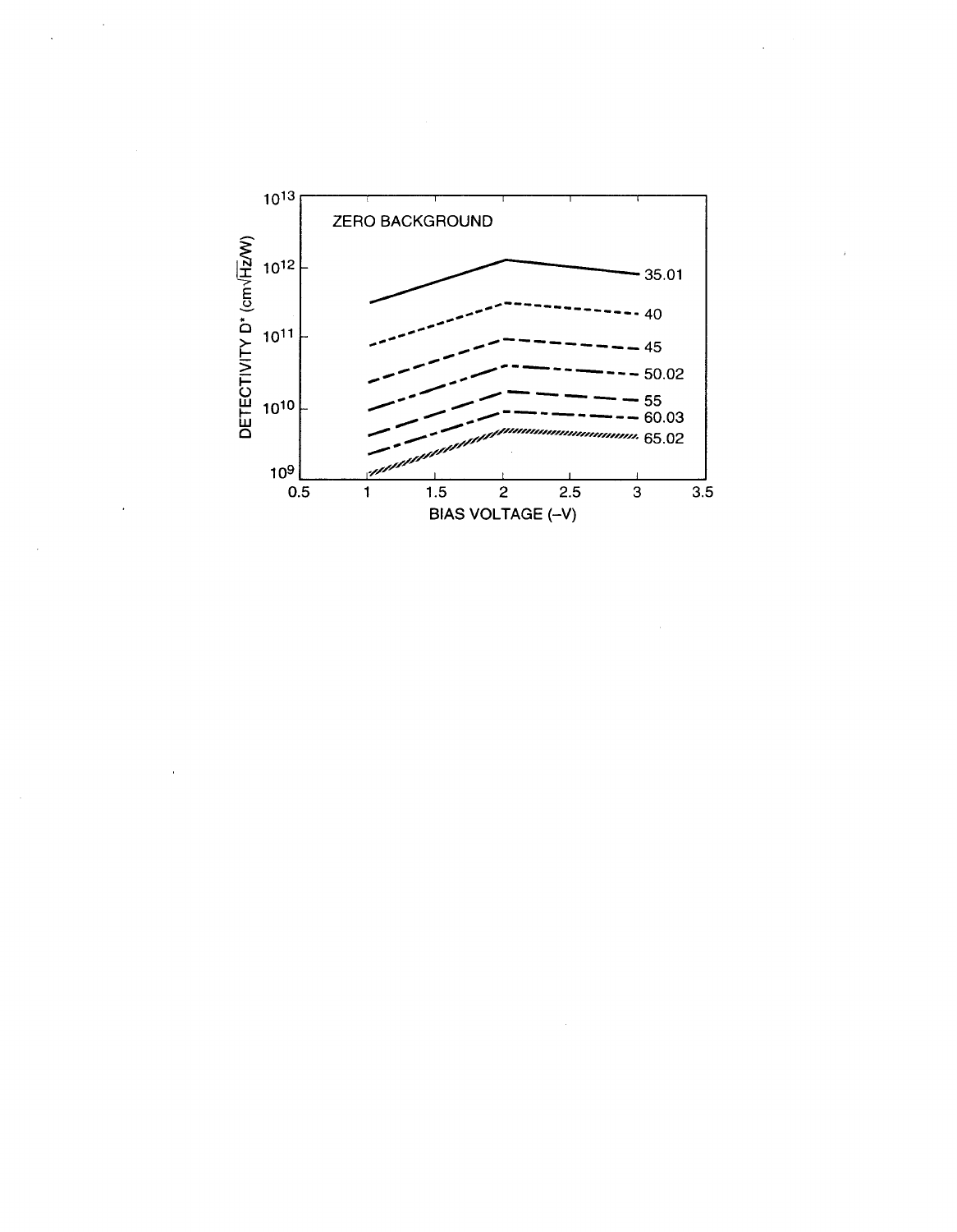ZERO BACKGROUND

DETECTIVITY D* (cm$\sqrt{\text{Hz}}$/W)

$10^{13}$

$10^{12}$

$10^{11}$

$10^{10}$

$10^{9}$

35.01

40

45

50.02

55

60.03

65.02

0.5 1 1.5 2 2.5 3 3.5

BIAS VOLTAGE (–V)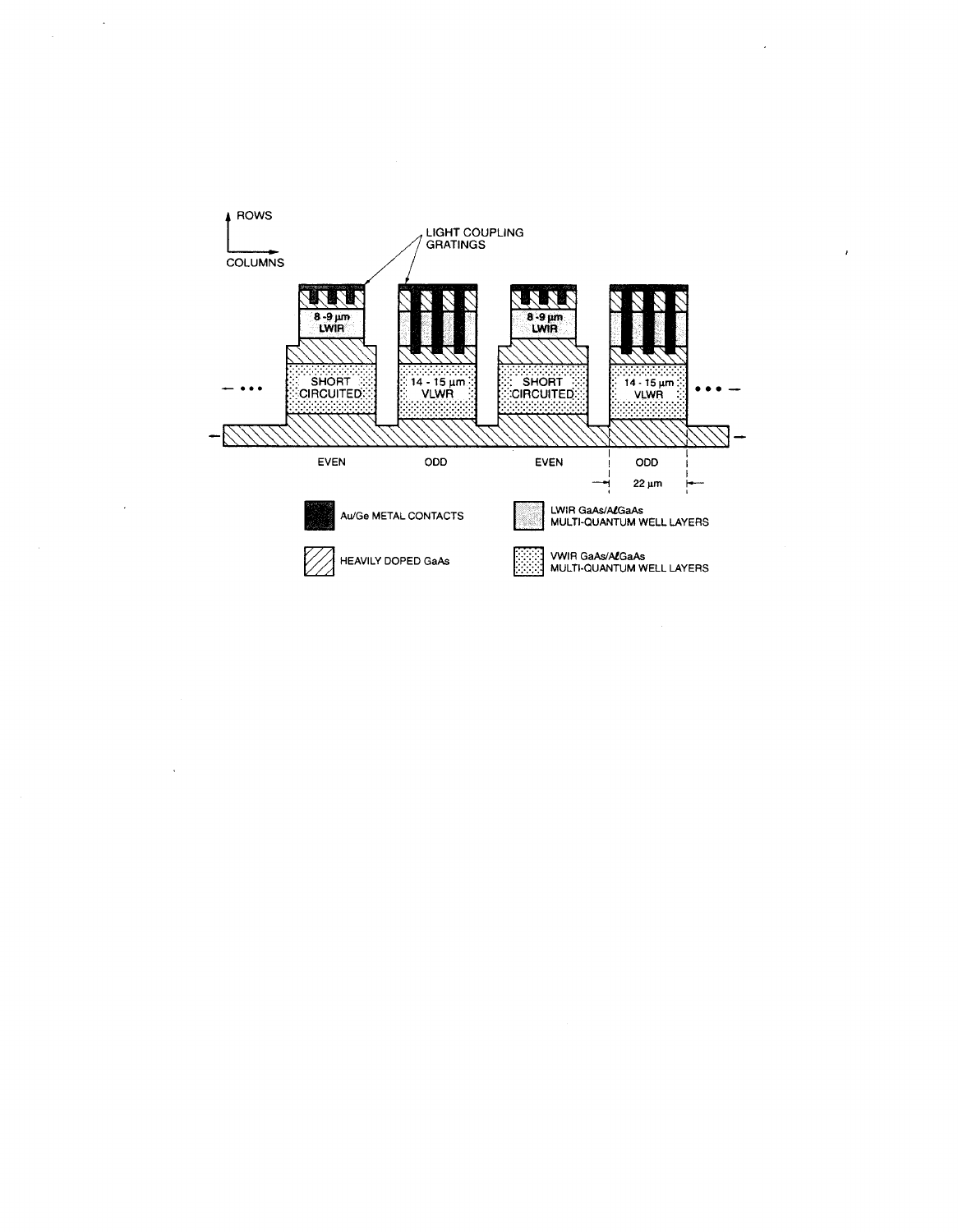ROWS

COLUMNS

LIGHT COUPLING GRATINGS

8 - 9 µm LWIR

SHORT CIRCUITED

14 - 15 µm VLWR

8 - 9 µm LWIR

SHORT CIRCUITED

14 - 15 µm VLWR

EVEN | ODD | EVEN | ODD

22 µm

Au/Ge METAL CONTACTS

HEAVILY DOPED GaAs

LWIR GaAs/AlGaAs MULTI-QUANTUM WELL LAYERS

VWIR GaAs/AlGaAs MULTI-QUANTUM WELL LAYERS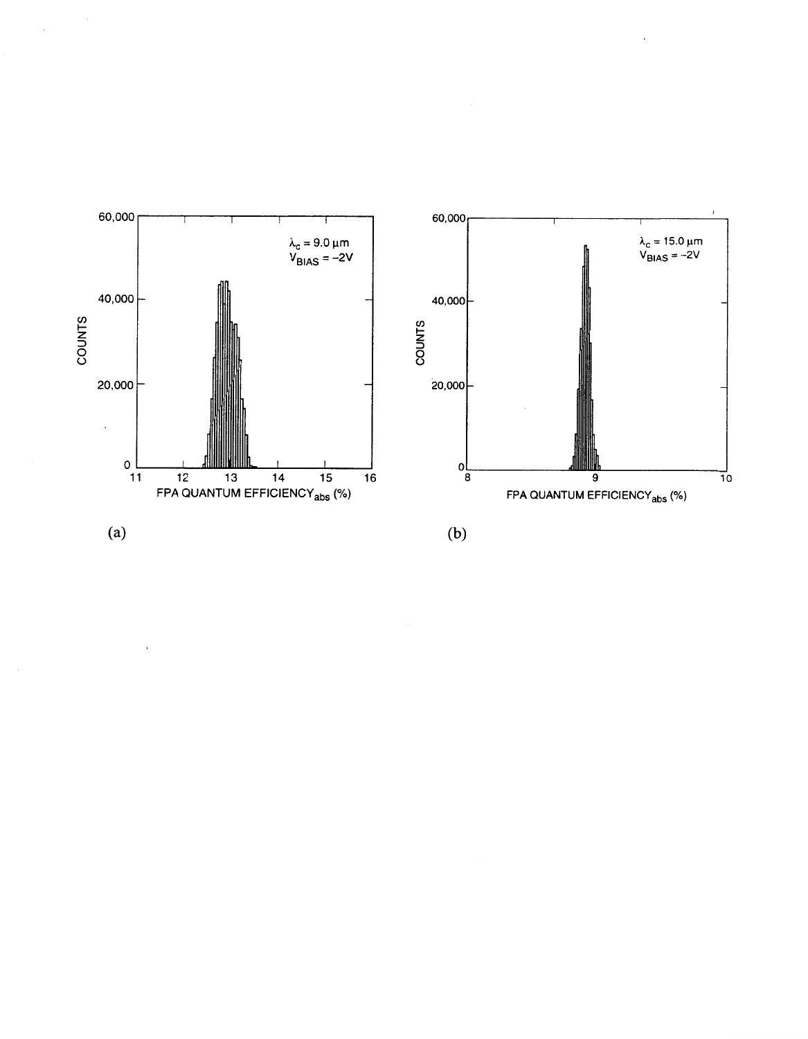$\lambda_c = 9.0\ \mu m$
$V_{BIAS} = -2V$

COUNTS

FPA QUANTUM EFFICIENCY$_{abs}$ (%)

(a)

$\lambda_c = 15.0\ \mu m$
$V_{BIAS} = -2V$

COUNTS

FPA QUANTUM EFFICIENCY$_{abs}$ (%)

(b)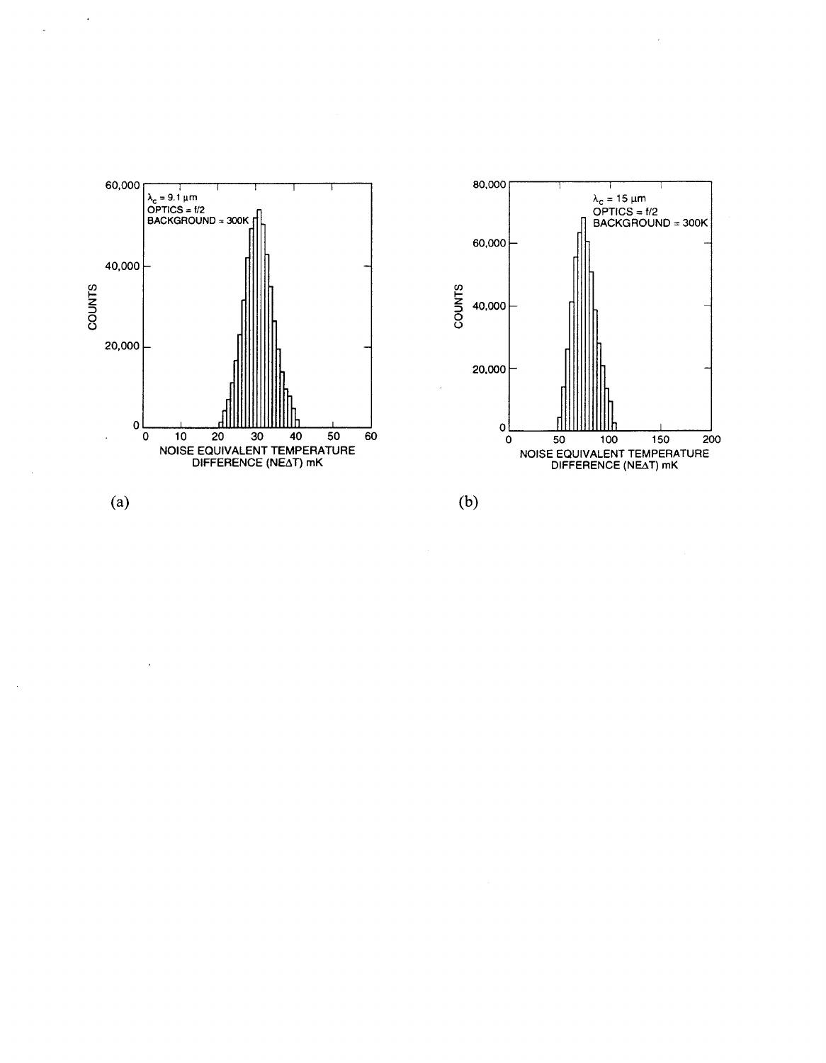(a)

(b)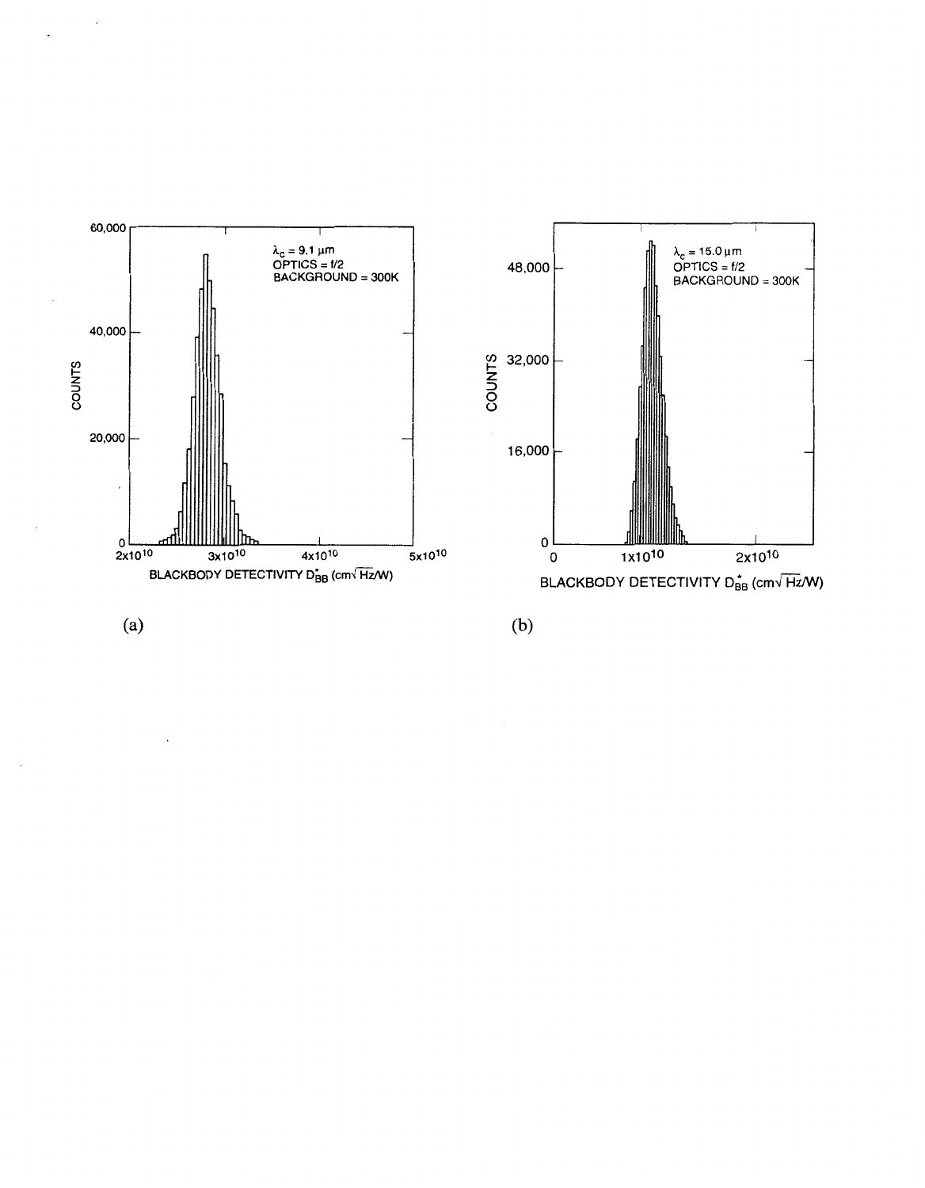(a)

(b)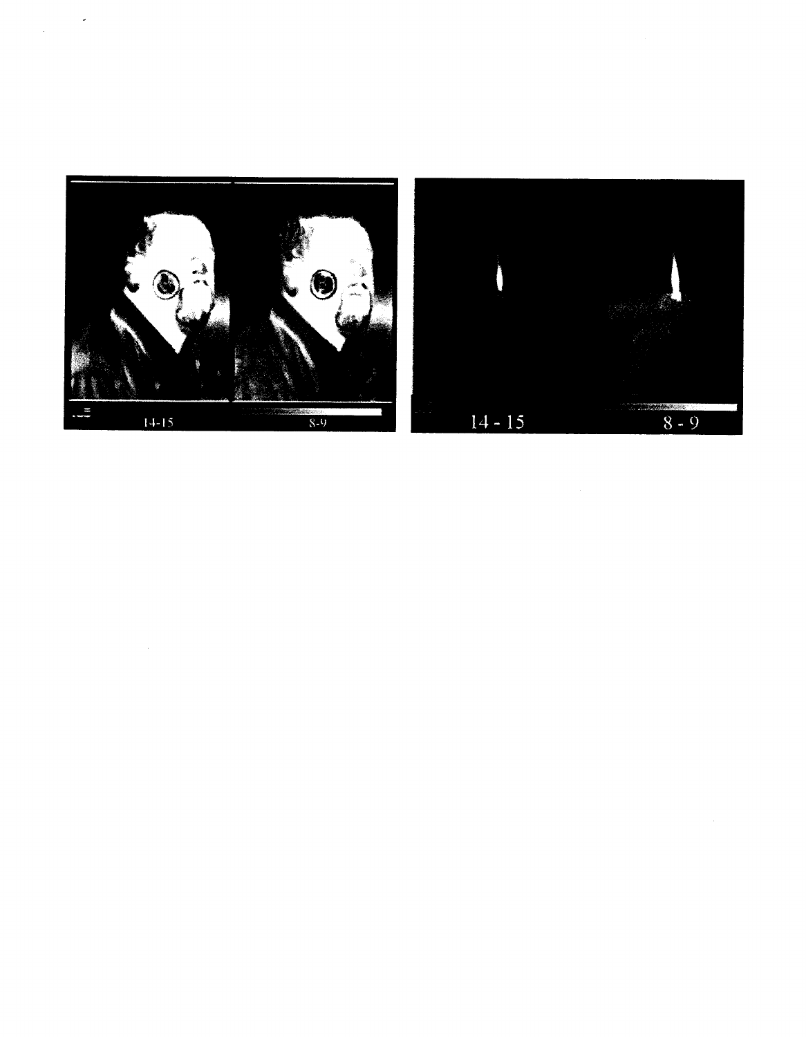14-15

8-9

14 - 15

8 - 9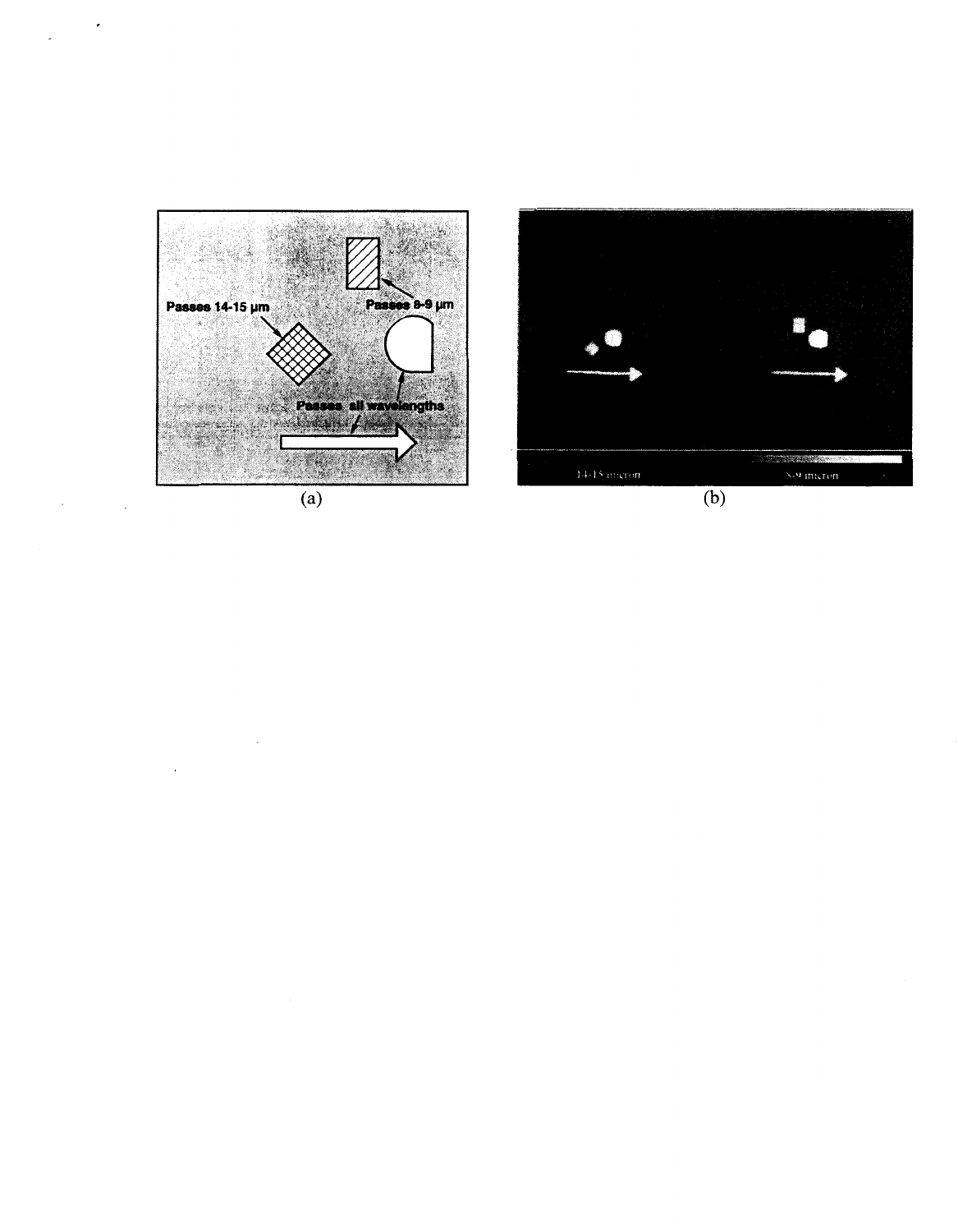Passes 14-15 μm

Passes 8-9 μm

Passes all wavelengths

(a)

14-15 micron

8-9 micron

(b)